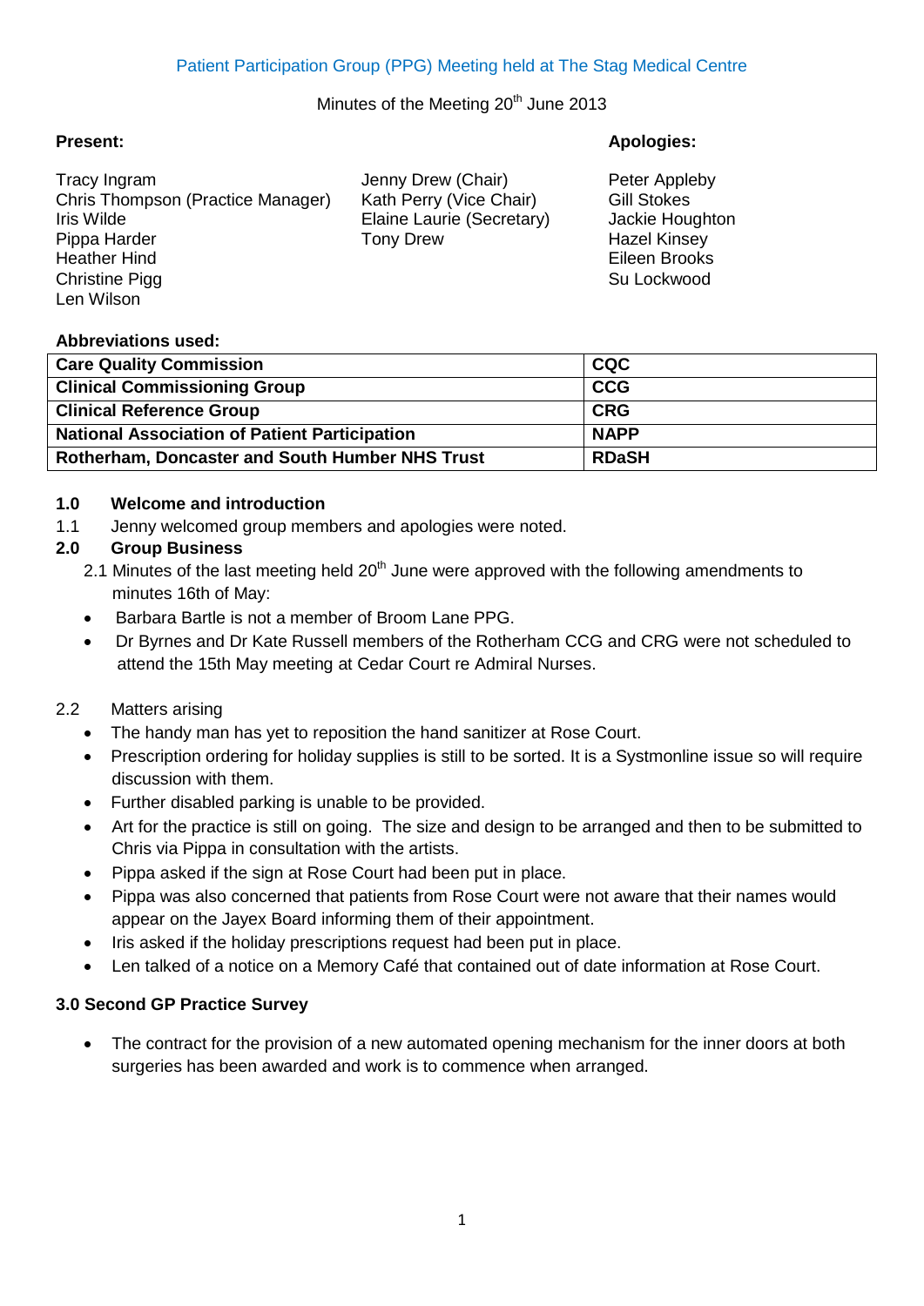Patient Participation Group (PPG) Meeting held at The Stag Medical Centre

Minutes of the Meeting 20th June 2013

**Present:**

Tracy Ingram
Chris Thompson (Practice Manager)
Iris Wilde
Pippa Harder
Heather Hind
Christine Pigg
Len Wilson
Jenny Drew (Chair)
Kath Perry (Vice Chair)
Elaine Laurie (Secretary)
Tony Drew

**Apologies:**

Peter Appleby
Gill Stokes
Jackie Houghton
Hazel Kinsey
Eileen Brooks
Su Lockwood

**Abbreviations used:**

| | |
|---|---|
| **Care Quality Commission** | **CQC** |
| **Clinical Commissioning Group** | **CCG** |
| **Clinical Reference Group** | **CRG** |
| **National Association of Patient Participation** | **NAPP** |
| **Rotherham, Doncaster and South Humber NHS Trust** | **RDaSH** |

**1.0 Welcome and introduction**

1.1 Jenny welcomed group members and apologies were noted.

**2.0 Group Business**

2.1 Minutes of the last meeting held 20th June were approved with the following amendments to minutes 16th of May:

- Barbara Bartle is not a member of Broom Lane PPG.
- Dr Byrnes and Dr Kate Russell members of the Rotherham CCG and CRG were not scheduled to attend the 15th May meeting at Cedar Court re Admiral Nurses.

2.2 Matters arising

- The handy man has yet to reposition the hand sanitizer at Rose Court.
- Prescription ordering for holiday supplies is still to be sorted. It is a Systmonline issue so will require discussion with them.
- Further disabled parking is unable to be provided.
- Art for the practice is still on going. The size and design to be arranged and then to be submitted to Chris via Pippa in consultation with the artists.
- Pippa asked if the sign at Rose Court had been put in place.
- Pippa was also concerned that patients from Rose Court were not aware that their names would appear on the Jayex Board informing them of their appointment.
- Iris asked if the holiday prescriptions request had been put in place.
- Len talked of a notice on a Memory Café that contained out of date information at Rose Court.

**3.0 Second GP Practice Survey**

- The contract for the provision of a new automated opening mechanism for the inner doors at both surgeries has been awarded and work is to commence when arranged.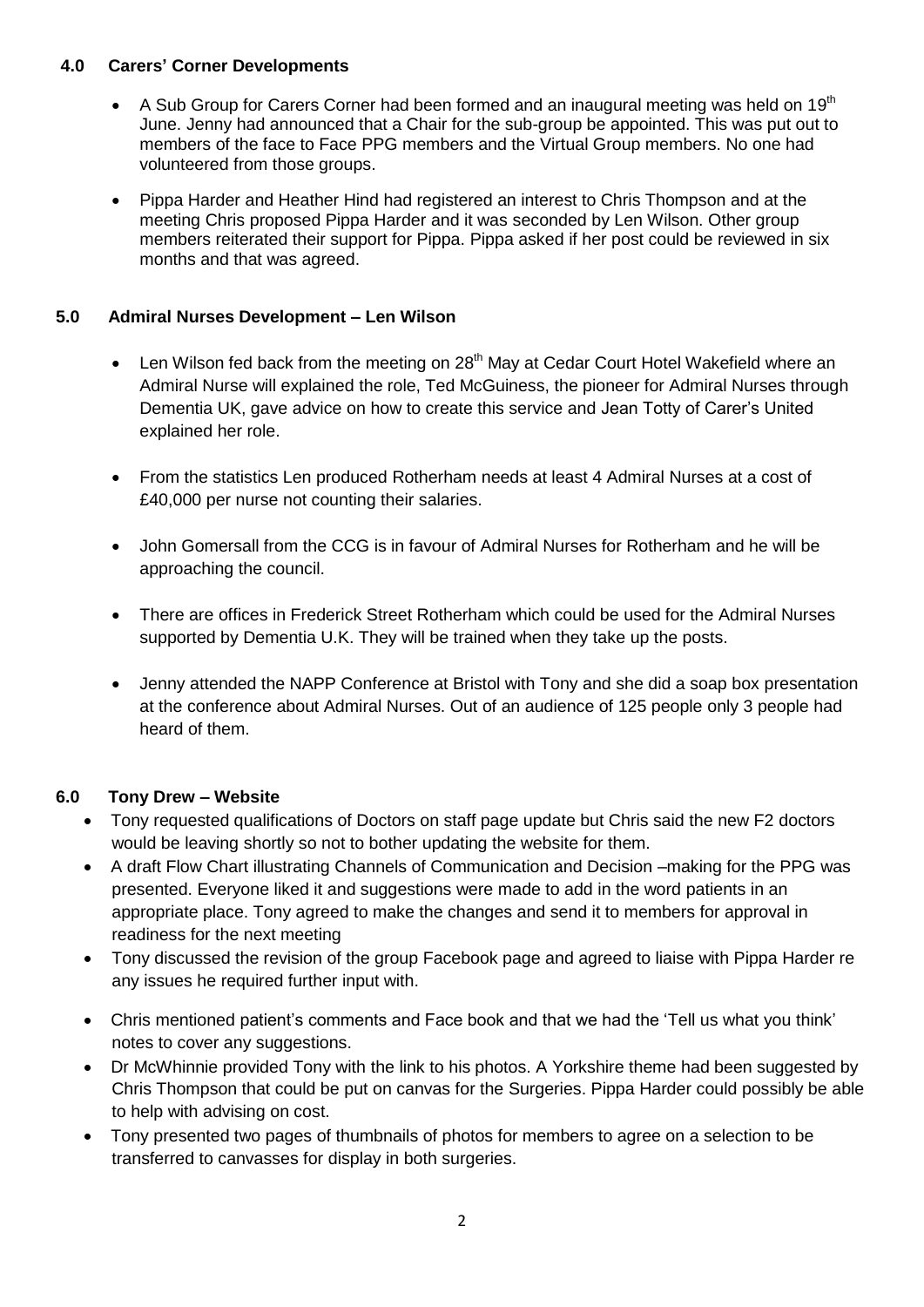## 4.0 Carers' Corner Developments

- A Sub Group for Carers Corner had been formed and an inaugural meeting was held on 19th June. Jenny had announced that a Chair for the sub-group be appointed. This was put out to members of the face to Face PPG members and the Virtual Group members. No one had volunteered from those groups.
- Pippa Harder and Heather Hind had registered an interest to Chris Thompson and at the meeting Chris proposed Pippa Harder and it was seconded by Len Wilson. Other group members reiterated their support for Pippa. Pippa asked if her post could be reviewed in six months and that was agreed.

## 5.0 Admiral Nurses Development – Len Wilson

- Len Wilson fed back from the meeting on 28th May at Cedar Court Hotel Wakefield where an Admiral Nurse will explained the role, Ted McGuiness, the pioneer for Admiral Nurses through Dementia UK, gave advice on how to create this service and Jean Totty of Carer's United explained her role.
- From the statistics Len produced Rotherham needs at least 4 Admiral Nurses at a cost of £40,000 per nurse not counting their salaries.
- John Gomersall from the CCG is in favour of Admiral Nurses for Rotherham and he will be approaching the council.
- There are offices in Frederick Street Rotherham which could be used for the Admiral Nurses supported by Dementia U.K. They will be trained when they take up the posts.
- Jenny attended the NAPP Conference at Bristol with Tony and she did a soap box presentation at the conference about Admiral Nurses. Out of an audience of 125 people only 3 people had heard of them.

## 6.0 Tony Drew – Website

- Tony requested qualifications of Doctors on staff page update but Chris said the new F2 doctors would be leaving shortly so not to bother updating the website for them.
- A draft Flow Chart illustrating Channels of Communication and Decision –making for the PPG was presented. Everyone liked it and suggestions were made to add in the word patients in an appropriate place. Tony agreed to make the changes and send it to members for approval in readiness for the next meeting
- Tony discussed the revision of the group Facebook page and agreed to liaise with Pippa Harder re any issues he required further input with.
- Chris mentioned patient's comments and Face book and that we had the 'Tell us what you think' notes to cover any suggestions.
- Dr McWhinnie provided Tony with the link to his photos. A Yorkshire theme had been suggested by Chris Thompson that could be put on canvas for the Surgeries. Pippa Harder could possibly be able to help with advising on cost.
- Tony presented two pages of thumbnails of photos for members to agree on a selection to be transferred to canvasses for display in both surgeries.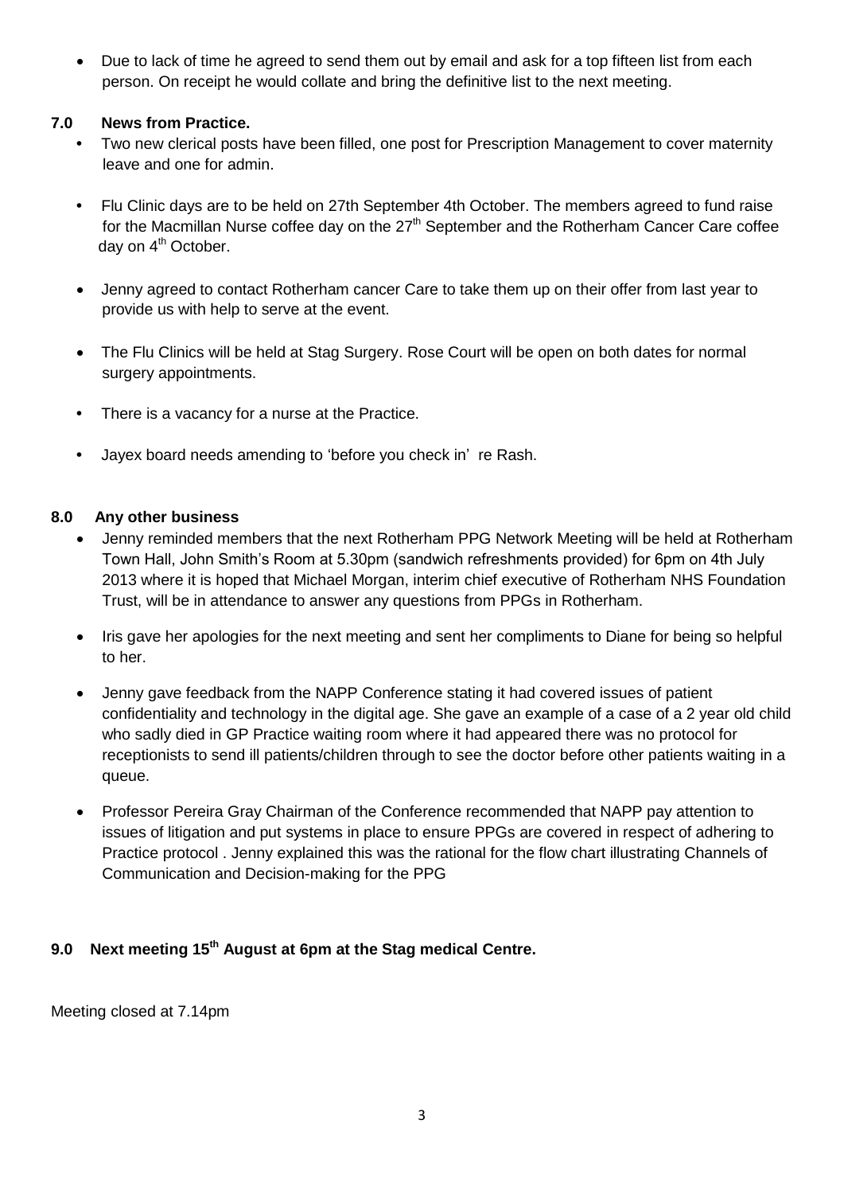- Due to lack of time he agreed to send them out by email and ask for a top fifteen list from each person. On receipt he would collate and bring the definitive list to the next meeting.

**7.0 News from Practice.**

- Two new clerical posts have been filled, one post for Prescription Management to cover maternity leave and one for admin.
- Flu Clinic days are to be held on 27th September 4th October. The members agreed to fund raise for the Macmillan Nurse coffee day on the 27th September and the Rotherham Cancer Care coffee day on 4th October.
- Jenny agreed to contact Rotherham cancer Care to take them up on their offer from last year to provide us with help to serve at the event.
- The Flu Clinics will be held at Stag Surgery. Rose Court will be open on both dates for normal surgery appointments.
- There is a vacancy for a nurse at the Practice.
- Jayex board needs amending to 'before you check in' re Rash.

**8.0 Any other business**

- Jenny reminded members that the next Rotherham PPG Network Meeting will be held at Rotherham Town Hall, John Smith's Room at 5.30pm (sandwich refreshments provided) for 6pm on 4th July 2013 where it is hoped that Michael Morgan, interim chief executive of Rotherham NHS Foundation Trust, will be in attendance to answer any questions from PPGs in Rotherham.
- Iris gave her apologies for the next meeting and sent her compliments to Diane for being so helpful to her.
- Jenny gave feedback from the NAPP Conference stating it had covered issues of patient confidentiality and technology in the digital age. She gave an example of a case of a 2 year old child who sadly died in GP Practice waiting room where it had appeared there was no protocol for receptionists to send ill patients/children through to see the doctor before other patients waiting in a queue.
- Professor Pereira Gray Chairman of the Conference recommended that NAPP pay attention to issues of litigation and put systems in place to ensure PPGs are covered in respect of adhering to Practice protocol . Jenny explained this was the rational for the flow chart illustrating Channels of Communication and Decision-making for the PPG

**9.0 Next meeting 15th August at 6pm at the Stag medical Centre.**

Meeting closed at 7.14pm